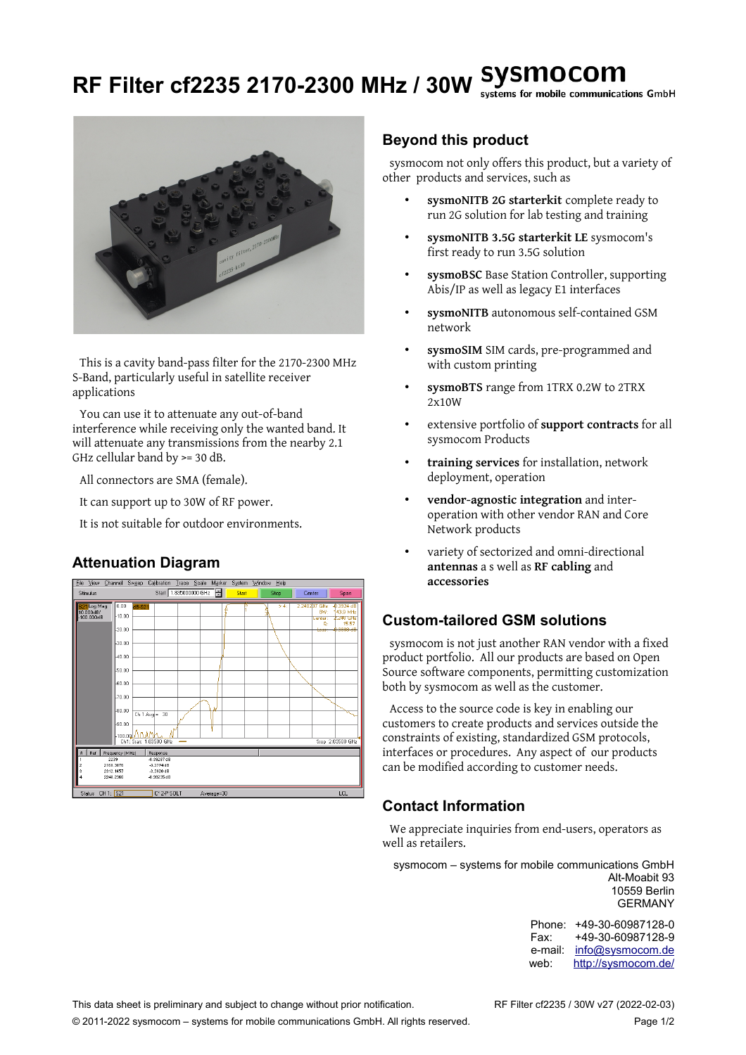# RF Filter cf2235 2170-2300 MHz / 30W

sysmocom
systems for mobile communications GmbH

This is a cavity band-pass filter for the 2170-2300 MHz S-Band, particularly useful in satellite receiver applications

You can use it to attenuate any out-of-band interference while receiving only the wanted band. It will attenuate any transmissions from the nearby 2.1 GHz cellular band by >= 30 dB.

All connectors are SMA (female).

It can support up to 30W of RF power.

It is not suitable for outdoor environments.

## Attenuation Diagram

## Beyond this product

sysmocom not only offers this product, but a variety of other products and services, such as

- **sysmoNITB 2G starterkit** complete ready to run 2G solution for lab testing and training
- **sysmoNITB 3.5G starterkit LE** sysmocom's first ready to run 3.5G solution
- **sysmoBSC** Base Station Controller, supporting Abis/IP as well as legacy E1 interfaces
- **sysmoNITB** autonomous self-contained GSM network
- **sysmoSIM** SIM cards, pre-programmed and with custom printing
- **sysmoBTS** range from 1TRX 0.2W to 2TRX 2x10W
- extensive portfolio of **support contracts** for all sysmocom Products
- **training services** for installation, network deployment, operation
- **vendor-agnostic integration** and inter-operation with other vendor RAN and Core Network products
- variety of sectorized and omni-directional **antennas** a s well as **RF cabling** and **accessories**

## Custom-tailored GSM solutions

sysmocom is not just another RAN vendor with a fixed product portfolio. All our products are based on Open Source software components, permitting customization both by sysmocom as well as the customer.

Access to the source code is key in enabling our customers to create products and services outside the constraints of existing, standardized GSM protocols, interfaces or procedures. Any aspect of our products can be modified according to customer needs.

## Contact Information

We appreciate inquiries from end-users, operators as well as retailers.

sysmocom – systems for mobile communications GmbH
Alt-Moabit 93
10559 Berlin
GERMANY

Phone: +49-30-60987128-0
Fax: +49-30-60987128-9
e-mail: info@sysmocom.de
web: http://sysmocom.de/

This data sheet is preliminary and subject to change without prior notification.

RF Filter cf2235 / 30W v27 (2022-02-03)

© 2011-2022 sysmocom – systems for mobile communications GmbH. All rights reserved.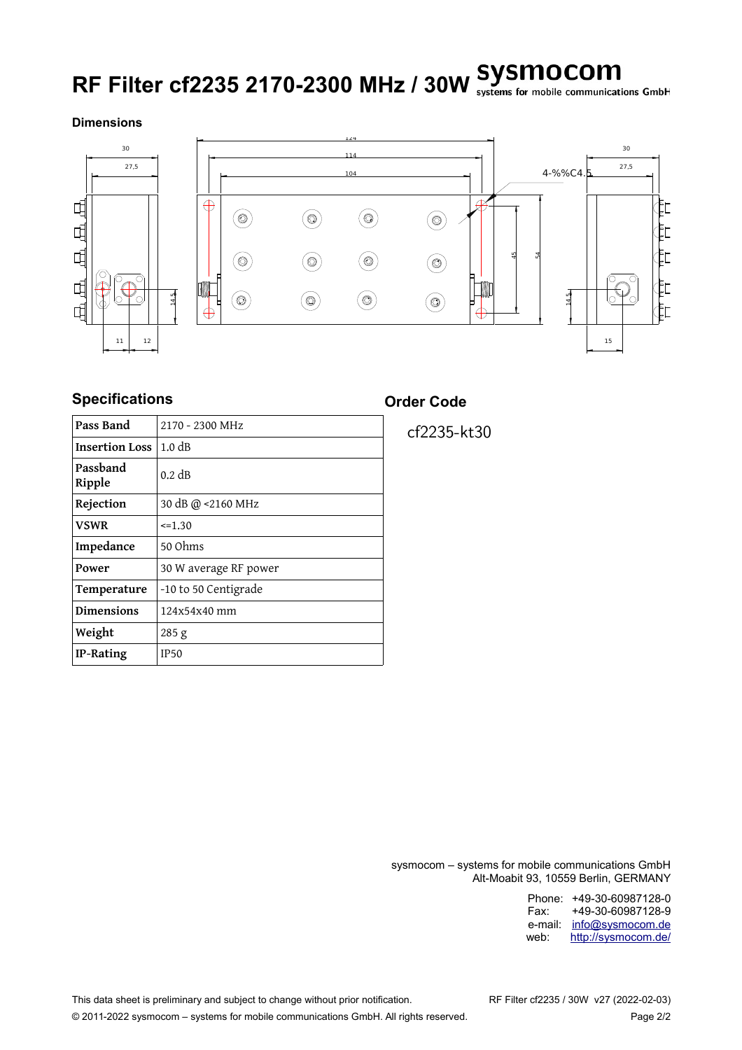# RF Filter cf2235 2170-2300 MHz / 30W

**sysmocom**
systems for mobile communications GmbH

**Dimensions**

30
27,5
11
12
14.5
124
114
104
4-%%C4.5
45
54
30
27,5
14.5
15

## Specifications

| | |
|---|---|
| **Pass Band** | 2170 - 2300 MHz |
| **Insertion Loss** | 1.0 dB |
| **Passband Ripple** | 0.2 dB |
| **Rejection** | 30 dB @ <2160 MHz |
| **VSWR** | <=1.30 |
| **Impedance** | 50 Ohms |
| **Power** | 30 W average RF power |
| **Temperature** | -10 to 50 Centigrade |
| **Dimensions** | 124x54x40 mm |
| **Weight** | 285 g |
| **IP-Rating** | IP50 |

## Order Code

cf2235-kt30

sysmocom – systems for mobile communications GmbH
Alt-Moabit 93, 10559 Berlin, GERMANY

Phone: +49-30-60987128-0
Fax: +49-30-60987128-9
e-mail: info@sysmocom.de
web: http://sysmocom.de/

This data sheet is preliminary and subject to change without prior notification.
RF Filter cf2235 / 30W v27 (2022-02-03)

© 2011-2022 sysmocom – systems for mobile communications GmbH. All rights reserved.